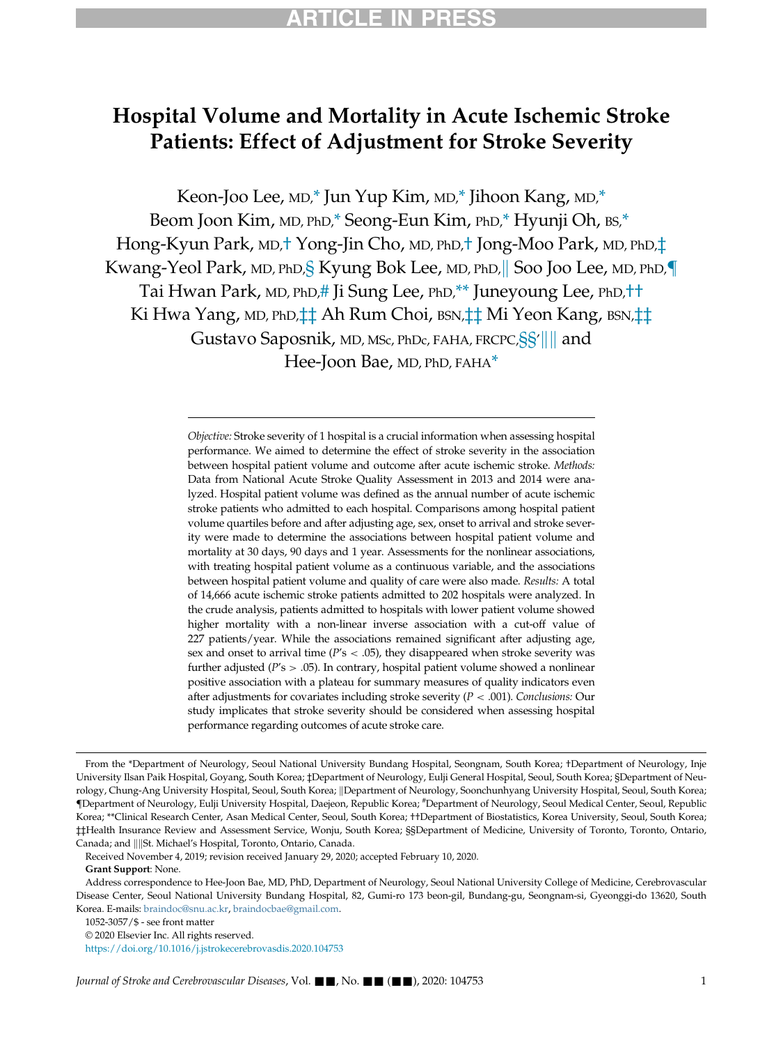# Hospital Volume and Mortality in Acute Ischemic Stroke Patients: Effect of Adjustment for Stroke Severity

Keon-Joo Lee, MD,[*] Jun Yup Kim, MD,[*] Jihoon Kang, MD,[*] Beom Joon Kim, MD, PhD,[*] Seong-Eun Kim, PhD,[*] Hyunji Oh, BS,[*] Hong-Kyun Park, MD,[†] Yong-Jin Cho, MD, PhD,[†] Jong-Moo Park, MD, PhD,[‡] Kwang-Yeol Park, MD, PhD,[§] Kyung Bok Lee, MD, PhD,[‖] Soo Joo Lee, MD, PhD,[¶] Tai Hwan Park, MD, PhD,[#] Ji Sung Lee, PhD,[**] Juneyoung Lee, PhD,[††] Ki Hwa Yang, MD, PhD,[‡‡] Ah Rum Choi, BSN,[‡‡] Mi Yeon Kang, BSN,[‡‡] Gustavo Saposnik, MD, MSc, PhDc, FAHA, FRCPC,[§§,‖‖] and Hee-Joon Bae, MD, PhD, FAHA[*]

*Objective:* Stroke severity of 1 hospital is a crucial information when assessing hospital performance. We aimed to determine the effect of stroke severity in the association between hospital patient volume and outcome after acute ischemic stroke. *Methods:* Data from National Acute Stroke Quality Assessment in 2013 and 2014 were analyzed. Hospital patient volume was defined as the annual number of acute ischemic stroke patients who admitted to each hospital. Comparisons among hospital patient volume quartiles before and after adjusting age, sex, onset to arrival and stroke severity were made to determine the associations between hospital patient volume and mortality at 30 days, 90 days and 1 year. Assessments for the nonlinear associations, with treating hospital patient volume as a continuous variable, and the associations between hospital patient volume and quality of care were also made. *Results:* A total of 14,666 acute ischemic stroke patients admitted to 202 hospitals were analyzed. In the crude analysis, patients admitted to hospitals with lower patient volume showed higher mortality with a non-linear inverse association with a cut-off value of 227 patients/year. While the associations remained significant after adjusting age, sex and onset to arrival time ($P$'s < .05), they disappeared when stroke severity was further adjusted ($P$'s > .05). In contrary, hospital patient volume showed a nonlinear positive association with a plateau for summary measures of quality indicators even after adjustments for covariates including stroke severity ($P < .001$). *Conclusions:* Our study implicates that stroke severity should be considered when assessing hospital performance regarding outcomes of acute stroke care.

From the *Department of Neurology, Seoul National University Bundang Hospital, Seongnam, South Korea; †Department of Neurology, Inje University Ilsan Paik Hospital, Goyang, South Korea; ‡Department of Neurology, Eulji General Hospital, Seoul, South Korea; §Department of Neurology, Chung-Ang University Hospital, Seoul, South Korea; ‖Department of Neurology, Soonchunhyang University Hospital, Seoul, South Korea; ¶Department of Neurology, Eulji University Hospital, Daejeon, Republic Korea; #Department of Neurology, Seoul Medical Center, Seoul, Republic Korea; **Clinical Research Center, Asan Medical Center, Seoul, South Korea; ††Department of Biostatistics, Korea University, Seoul, South Korea; ‡‡Health Insurance Review and Assessment Service, Wonju, South Korea; §§Department of Medicine, University of Toronto, Toronto, Ontario, Canada; and ‖‖St. Michael's Hospital, Toronto, Ontario, Canada.

Received November 4, 2019; revision received January 29, 2020; accepted February 10, 2020.

**Grant Support**: None.

Address correspondence to Hee-Joon Bae, MD, PhD, Department of Neurology, Seoul National University College of Medicine, Cerebrovascular Disease Center, Seoul National University Bundang Hospital, 82, Gumi-ro 173 beon-gil, Bundang-gu, Seongnam-si, Gyeonggi-do 13620, South Korea. E-mails: braindoc@snu.ac.kr, braindocbae@gmail.com.

1052-3057/$ - see front matter

© 2020 Elsevier Inc. All rights reserved.

https://doi.org/10.1016/j.jstrokecerebrovasdis.2020.104753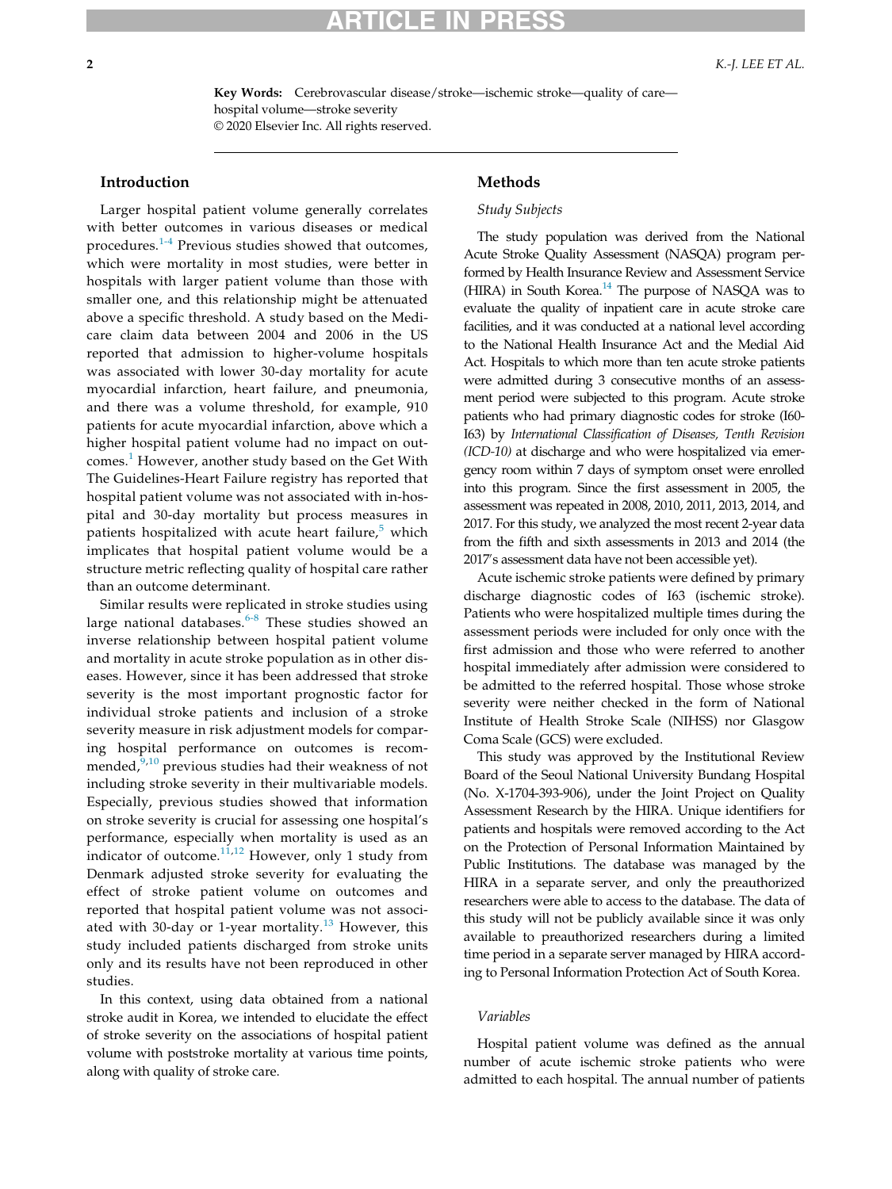**Key Words:** Cerebrovascular disease/stroke—ischemic stroke—quality of care—hospital volume—stroke severity

© 2020 Elsevier Inc. All rights reserved.

## Introduction

Larger hospital patient volume generally correlates with better outcomes in various diseases or medical procedures.[1-4] Previous studies showed that outcomes, which were mortality in most studies, were better in hospitals with larger patient volume than those with smaller one, and this relationship might be attenuated above a specific threshold. A study based on the Medicare claim data between 2004 and 2006 in the US reported that admission to higher-volume hospitals was associated with lower 30-day mortality for acute myocardial infarction, heart failure, and pneumonia, and there was a volume threshold, for example, 910 patients for acute myocardial infarction, above which a higher hospital patient volume had no impact on outcomes.[1] However, another study based on the Get With The Guidelines-Heart Failure registry has reported that hospital patient volume was not associated with in-hospital and 30-day mortality but process measures in patients hospitalized with acute heart failure,[5] which implicates that hospital patient volume would be a structure metric reflecting quality of hospital care rather than an outcome determinant.

Similar results were replicated in stroke studies using large national databases.[6-8] These studies showed an inverse relationship between hospital patient volume and mortality in acute stroke population as in other diseases. However, since it has been addressed that stroke severity is the most important prognostic factor for individual stroke patients and inclusion of a stroke severity measure in risk adjustment models for comparing hospital performance on outcomes is recommended,[9,10] previous studies had their weakness of not including stroke severity in their multivariable models. Especially, previous studies showed that information on stroke severity is crucial for assessing one hospital's performance, especially when mortality is used as an indicator of outcome.[11,12] However, only 1 study from Denmark adjusted stroke severity for evaluating the effect of stroke patient volume on outcomes and reported that hospital patient volume was not associated with 30-day or 1-year mortality.[13] However, this study included patients discharged from stroke units only and its results have not been reproduced in other studies.

In this context, using data obtained from a national stroke audit in Korea, we intended to elucidate the effect of stroke severity on the associations of hospital patient volume with poststroke mortality at various time points, along with quality of stroke care.

## Methods

### Study Subjects

The study population was derived from the National Acute Stroke Quality Assessment (NASQA) program performed by Health Insurance Review and Assessment Service (HIRA) in South Korea.[14] The purpose of NASQA was to evaluate the quality of inpatient care in acute stroke care facilities, and it was conducted at a national level according to the National Health Insurance Act and the Medial Aid Act. Hospitals to which more than ten acute stroke patients were admitted during 3 consecutive months of an assessment period were subjected to this program. Acute stroke patients who had primary diagnostic codes for stroke (I60-I63) by *International Classification of Diseases, Tenth Revision (ICD-10)* at discharge and who were hospitalized via emergency room within 7 days of symptom onset were enrolled into this program. Since the first assessment in 2005, the assessment was repeated in 2008, 2010, 2011, 2013, 2014, and 2017. For this study, we analyzed the most recent 2-year data from the fifth and sixth assessments in 2013 and 2014 (the 2017's assessment data have not been accessible yet).

Acute ischemic stroke patients were defined by primary discharge diagnostic codes of I63 (ischemic stroke). Patients who were hospitalized multiple times during the assessment periods were included for only once with the first admission and those who were referred to another hospital immediately after admission were considered to be admitted to the referred hospital. Those whose stroke severity were neither checked in the form of National Institute of Health Stroke Scale (NIHSS) nor Glasgow Coma Scale (GCS) were excluded.

This study was approved by the Institutional Review Board of the Seoul National University Bundang Hospital (No. X-1704-393-906), under the Joint Project on Quality Assessment Research by the HIRA. Unique identifiers for patients and hospitals were removed according to the Act on the Protection of Personal Information Maintained by Public Institutions. The database was managed by the HIRA in a separate server, and only the preauthorized researchers were able to access to the database. The data of this study will not be publicly available since it was only available to preauthorized researchers during a limited time period in a separate server managed by HIRA according to Personal Information Protection Act of South Korea.

### Variables

Hospital patient volume was defined as the annual number of acute ischemic stroke patients who were admitted to each hospital. The annual number of patients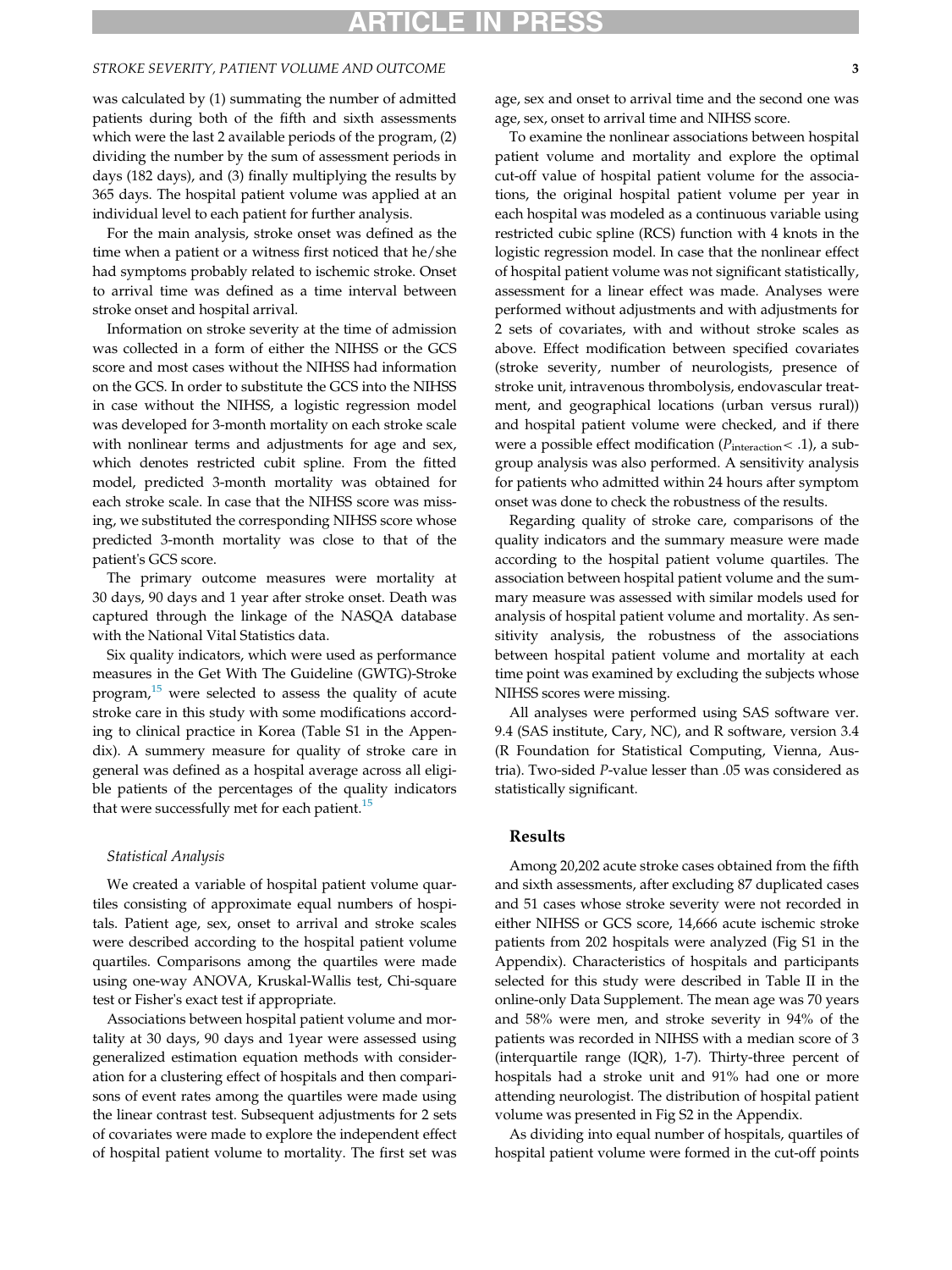was calculated by (1) summating the number of admitted patients during both of the fifth and sixth assessments which were the last 2 available periods of the program, (2) dividing the number by the sum of assessment periods in days (182 days), and (3) finally multiplying the results by 365 days. The hospital patient volume was applied at an individual level to each patient for further analysis.

For the main analysis, stroke onset was defined as the time when a patient or a witness first noticed that he/she had symptoms probably related to ischemic stroke. Onset to arrival time was defined as a time interval between stroke onset and hospital arrival.

Information on stroke severity at the time of admission was collected in a form of either the NIHSS or the GCS score and most cases without the NIHSS had information on the GCS. In order to substitute the GCS into the NIHSS in case without the NIHSS, a logistic regression model was developed for 3-month mortality on each stroke scale with nonlinear terms and adjustments for age and sex, which denotes restricted cubit spline. From the fitted model, predicted 3-month mortality was obtained for each stroke scale. In case that the NIHSS score was missing, we substituted the corresponding NIHSS score whose predicted 3-month mortality was close to that of the patient's GCS score.

The primary outcome measures were mortality at 30 days, 90 days and 1 year after stroke onset. Death was captured through the linkage of the NASQA database with the National Vital Statistics data.

Six quality indicators, which were used as performance measures in the Get With The Guideline (GWTG)-Stroke program,[15] were selected to assess the quality of acute stroke care in this study with some modifications according to clinical practice in Korea (Table S1 in the Appendix). A summery measure for quality of stroke care in general was defined as a hospital average across all eligible patients of the percentages of the quality indicators that were successfully met for each patient.[15]

### Statistical Analysis

We created a variable of hospital patient volume quartiles consisting of approximate equal numbers of hospitals. Patient age, sex, onset to arrival and stroke scales were described according to the hospital patient volume quartiles. Comparisons among the quartiles were made using one-way ANOVA, Kruskal-Wallis test, Chi-square test or Fisher's exact test if appropriate.

Associations between hospital patient volume and mortality at 30 days, 90 days and 1year were assessed using generalized estimation equation methods with consideration for a clustering effect of hospitals and then comparisons of event rates among the quartiles were made using the linear contrast test. Subsequent adjustments for 2 sets of covariates were made to explore the independent effect of hospital patient volume to mortality. The first set was age, sex and onset to arrival time and the second one was age, sex, onset to arrival time and NIHSS score.

To examine the nonlinear associations between hospital patient volume and mortality and explore the optimal cut-off value of hospital patient volume for the associations, the original hospital patient volume per year in each hospital was modeled as a continuous variable using restricted cubic spline (RCS) function with 4 knots in the logistic regression model. In case that the nonlinear effect of hospital patient volume was not significant statistically, assessment for a linear effect was made. Analyses were performed without adjustments and with adjustments for 2 sets of covariates, with and without stroke scales as above. Effect modification between specified covariates (stroke severity, number of neurologists, presence of stroke unit, intravenous thrombolysis, endovascular treatment, and geographical locations (urban versus rural)) and hospital patient volume were checked, and if there were a possible effect modification ($P_{\text{interaction}} < .1$), a subgroup analysis was also performed. A sensitivity analysis for patients who admitted within 24 hours after symptom onset was done to check the robustness of the results.

Regarding quality of stroke care, comparisons of the quality indicators and the summary measure were made according to the hospital patient volume quartiles. The association between hospital patient volume and the summary measure was assessed with similar models used for analysis of hospital patient volume and mortality. As sensitivity analysis, the robustness of the associations between hospital patient volume and mortality at each time point was examined by excluding the subjects whose NIHSS scores were missing.

All analyses were performed using SAS software ver. 9.4 (SAS institute, Cary, NC), and R software, version 3.4 (R Foundation for Statistical Computing, Vienna, Austria). Two-sided $P$-value lesser than .05 was considered as statistically significant.

## Results

Among 20,202 acute stroke cases obtained from the fifth and sixth assessments, after excluding 87 duplicated cases and 51 cases whose stroke severity were not recorded in either NIHSS or GCS score, 14,666 acute ischemic stroke patients from 202 hospitals were analyzed (Fig S1 in the Appendix). Characteristics of hospitals and participants selected for this study were described in Table II in the online-only Data Supplement. The mean age was 70 years and 58% were men, and stroke severity in 94% of the patients was recorded in NIHSS with a median score of 3 (interquartile range (IQR), 1-7). Thirty-three percent of hospitals had a stroke unit and 91% had one or more attending neurologist. The distribution of hospital patient volume was presented in Fig S2 in the Appendix.

As dividing into equal number of hospitals, quartiles of hospital patient volume were formed in the cut-off points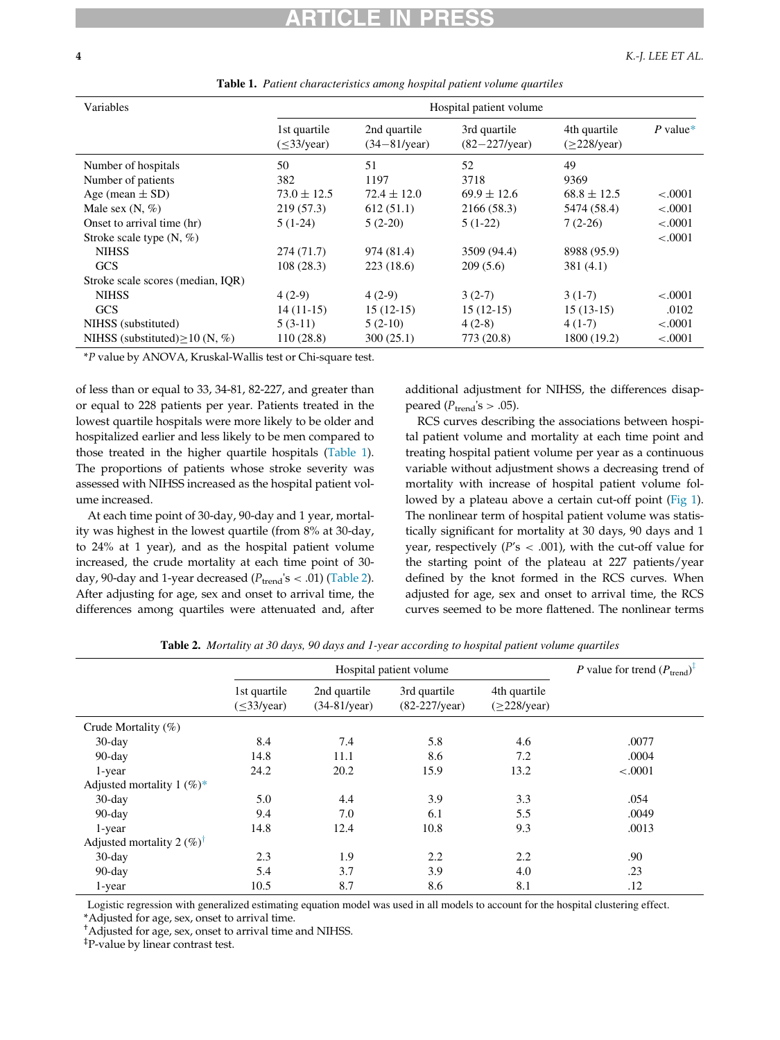**Table 1.** *Patient characteristics among hospital patient volume quartiles*

| Variables | Hospital patient volume | | | | |
|---|---|---|---|---|---|
| | 1st quartile (≤33/year) | 2nd quartile (34−81/year) | 3rd quartile (82−227/year) | 4th quartile (≥228/year) | P value* |
| Number of hospitals | 50 | 51 | 52 | 49 | |
| Number of patients | 382 | 1197 | 3718 | 9369 | |
| Age (mean ± SD) | 73.0 ± 12.5 | 72.4 ± 12.0 | 69.9 ± 12.6 | 68.8 ± 12.5 | <.0001 |
| Male sex (N, %) | 219 (57.3) | 612 (51.1) | 2166 (58.3) | 5474 (58.4) | <.0001 |
| Onset to arrival time (hr) | 5 (1-24) | 5 (2-20) | 5 (1-22) | 7 (2-26) | <.0001 |
| Stroke scale type (N, %) | | | | | <.0001 |
| NIHSS | 274 (71.7) | 974 (81.4) | 3509 (94.4) | 8988 (95.9) | |
| GCS | 108 (28.3) | 223 (18.6) | 209 (5.6) | 381 (4.1) | |
| Stroke scale scores (median, IQR) | | | | | |
| NIHSS | 4 (2-9) | 4 (2-9) | 3 (2-7) | 3 (1-7) | <.0001 |
| GCS | 14 (11-15) | 15 (12-15) | 15 (12-15) | 15 (13-15) | .0102 |
| NIHSS (substituted) | 5 (3-11) | 5 (2-10) | 4 (2-8) | 4 (1-7) | <.0001 |
| NIHSS (substituted)≥10 (N, %) | 110 (28.8) | 300 (25.1) | 773 (20.8) | 1800 (19.2) | <.0001 |

*P value by ANOVA, Kruskal-Wallis test or Chi-square test.

of less than or equal to 33, 34-81, 82-227, and greater than or equal to 228 patients per year. Patients treated in the lowest quartile hospitals were more likely to be older and hospitalized earlier and less likely to be men compared to those treated in the higher quartile hospitals (Table 1). The proportions of patients whose stroke severity was assessed with NIHSS increased as the hospital patient volume increased.

At each time point of 30-day, 90-day and 1 year, mortality was highest in the lowest quartile (from 8% at 30-day, to 24% at 1 year), and as the hospital patient volume increased, the crude mortality at each time point of 30-day, 90-day and 1-year decreased ($P_{trend}$'s < .01) (Table 2). After adjusting for age, sex and onset to arrival time, the differences among quartiles were attenuated and, after additional adjustment for NIHSS, the differences disappeared ($P_{trend}$'s > .05).

RCS curves describing the associations between hospital patient volume and mortality at each time point and treating hospital patient volume per year as a continuous variable without adjustment shows a decreasing trend of mortality with increase of hospital patient volume followed by a plateau above a certain cut-off point (Fig 1). The nonlinear term of hospital patient volume was statistically significant for mortality at 30 days, 90 days and 1 year, respectively ($P$'s < .001), with the cut-off value for the starting point of the plateau at 227 patients/year defined by the knot formed in the RCS curves. When adjusted for age, sex and onset to arrival time, the RCS curves seemed to be more flattened. The nonlinear terms

**Table 2.** *Mortality at 30 days, 90 days and 1-year according to hospital patient volume quartiles*

| | Hospital patient volume | | | | P value for trend ($P_{trend}$)‡ |
|---|---|---|---|---|---|
| | 1st quartile (≤33/year) | 2nd quartile (34-81/year) | 3rd quartile (82-227/year) | 4th quartile (≥228/year) | |
| Crude Mortality (%) | | | | | |
| 30-day | 8.4 | 7.4 | 5.8 | 4.6 | .0077 |
| 90-day | 14.8 | 11.1 | 8.6 | 7.2 | .0004 |
| 1-year | 24.2 | 20.2 | 15.9 | 13.2 | <.0001 |
| Adjusted mortality 1 (%)* | | | | | |
| 30-day | 5.0 | 4.4 | 3.9 | 3.3 | .054 |
| 90-day | 9.4 | 7.0 | 6.1 | 5.5 | .0049 |
| 1-year | 14.8 | 12.4 | 10.8 | 9.3 | .0013 |
| Adjusted mortality 2 (%)† | | | | | |
| 30-day | 2.3 | 1.9 | 2.2 | 2.2 | .90 |
| 90-day | 5.4 | 3.7 | 3.9 | 4.0 | .23 |
| 1-year | 10.5 | 8.7 | 8.6 | 8.1 | .12 |

Logistic regression with generalized estimating equation model was used in all models to account for the hospital clustering effect.
*Adjusted for age, sex, onset to arrival time.
†Adjusted for age, sex, onset to arrival time and NIHSS.
‡P-value by linear contrast test.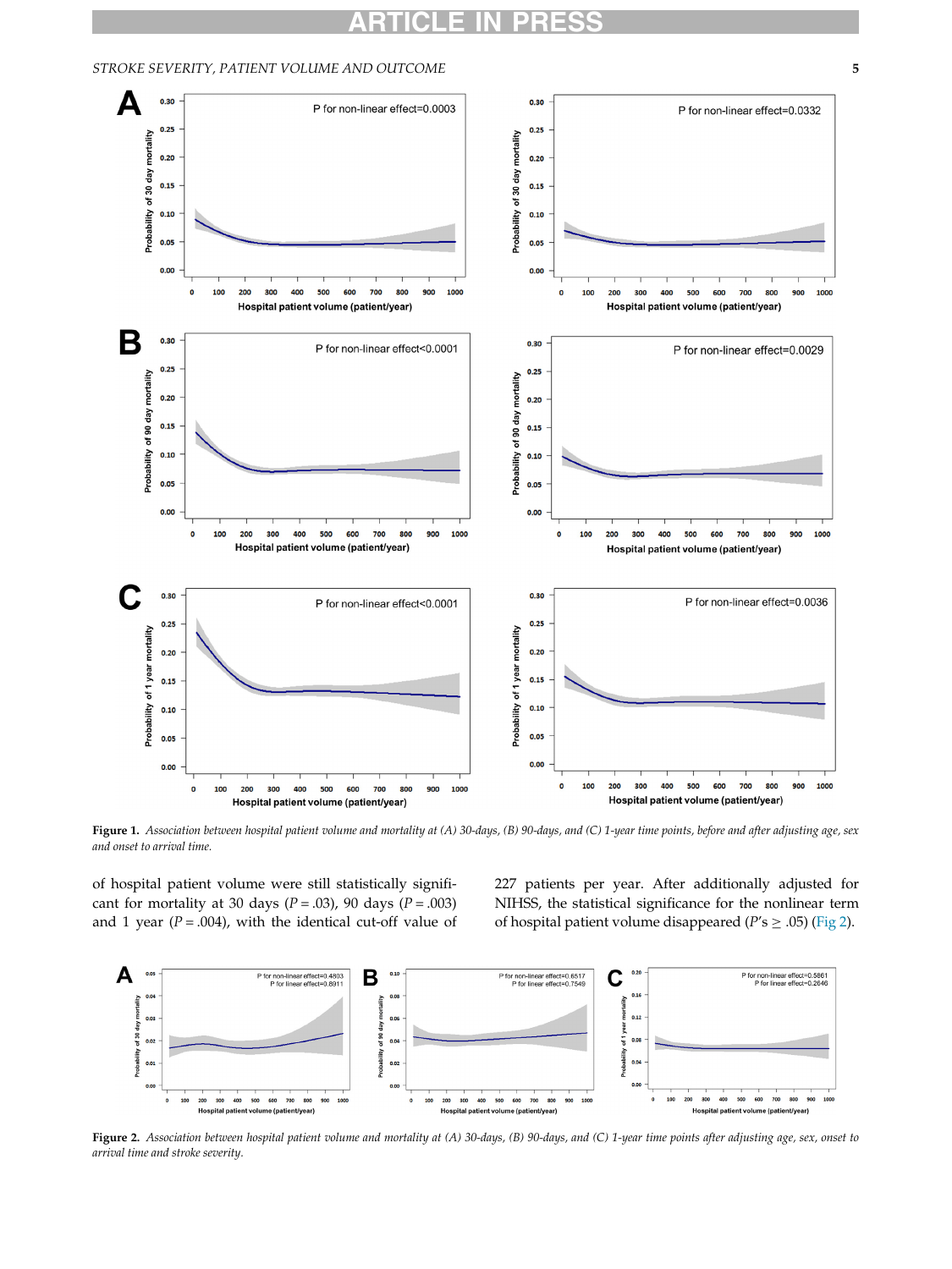Figure 1. *Association between hospital patient volume and mortality at (A) 30-days, (B) 90-days, and (C) 1-year time points, before and after adjusting age, sex and onset to arrival time.*

of hospital patient volume were still statistically significant for mortality at 30 days ($P = .03$), 90 days ($P = .003$) and 1 year ($P = .004$), with the identical cut-off value of 227 patients per year. After additionally adjusted for NIHSS, the statistical significance for the nonlinear term of hospital patient volume disappeared ($P$'s $\geq .05$) (Fig 2).

Figure 2. *Association between hospital patient volume and mortality at (A) 30-days, (B) 90-days, and (C) 1-year time points after adjusting age, sex, onset to arrival time and stroke severity.*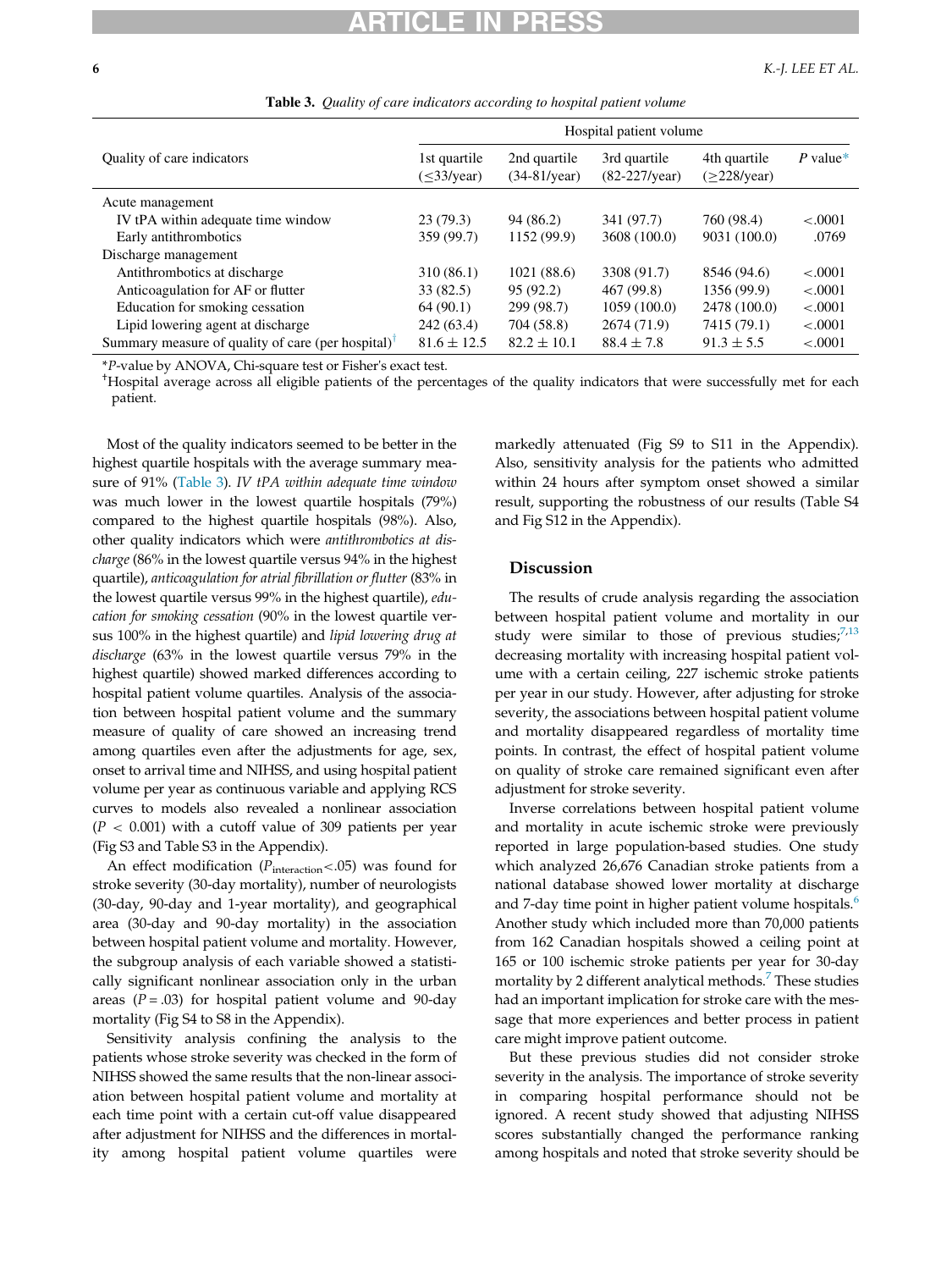**Table 3.** *Quality of care indicators according to hospital patient volume*

| Quality of care indicators | Hospital patient volume | | | | |
|---|---|---|---|---|---|
| | 1st quartile (≤33/year) | 2nd quartile (34-81/year) | 3rd quartile (82-227/year) | 4th quartile (≥228/year) | *P* value* |
| Acute management | | | | | |
| IV tPA within adequate time window | 23 (79.3) | 94 (86.2) | 341 (97.7) | 760 (98.4) | <.0001 |
| Early antithrombotics | 359 (99.7) | 1152 (99.9) | 3608 (100.0) | 9031 (100.0) | .0769 |
| Discharge management | | | | | |
| Antithrombotics at discharge | 310 (86.1) | 1021 (88.6) | 3308 (91.7) | 8546 (94.6) | <.0001 |
| Anticoagulation for AF or flutter | 33 (82.5) | 95 (92.2) | 467 (99.8) | 1356 (99.9) | <.0001 |
| Education for smoking cessation | 64 (90.1) | 299 (98.7) | 1059 (100.0) | 2478 (100.0) | <.0001 |
| Lipid lowering agent at discharge | 242 (63.4) | 704 (58.8) | 2674 (71.9) | 7415 (79.1) | <.0001 |
| Summary measure of quality of care (per hospital)† | 81.6 ± 12.5 | 82.2 ± 10.1 | 88.4 ± 7.8 | 91.3 ± 5.5 | <.0001 |

\**P*-value by ANOVA, Chi-square test or Fisher's exact test.
†Hospital average across all eligible patients of the percentages of the quality indicators that were successfully met for each patient.

Most of the quality indicators seemed to be better in the highest quartile hospitals with the average summary measure of 91% (Table 3). *IV tPA within adequate time window* was much lower in the lowest quartile hospitals (79%) compared to the highest quartile hospitals (98%). Also, other quality indicators which were *antithrombotics at discharge* (86% in the lowest quartile versus 94% in the highest quartile), *anticoagulation for atrial fibrillation or flutter* (83% in the lowest quartile versus 99% in the highest quartile), *education for smoking cessation* (90% in the lowest quartile versus 100% in the highest quartile) and *lipid lowering drug at discharge* (63% in the lowest quartile versus 79% in the highest quartile) showed marked differences according to hospital patient volume quartiles. Analysis of the association between hospital patient volume and the summary measure of quality of care showed an increasing trend among quartiles even after the adjustments for age, sex, onset to arrival time and NIHSS, and using hospital patient volume per year as continuous variable and applying RCS curves to models also revealed a nonlinear association ($P < 0.001$) with a cutoff value of 309 patients per year (Fig S3 and Table S3 in the Appendix).

An effect modification ($P_{\text{interaction}}<.05$) was found for stroke severity (30-day mortality), number of neurologists (30-day, 90-day and 1-year mortality), and geographical area (30-day and 90-day mortality) in the association between hospital patient volume and mortality. However, the subgroup analysis of each variable showed a statistically significant nonlinear association only in the urban areas ($P = .03$) for hospital patient volume and 90-day mortality (Fig S4 to S8 in the Appendix).

Sensitivity analysis confining the analysis to the patients whose stroke severity was checked in the form of NIHSS showed the same results that the non-linear association between hospital patient volume and mortality at each time point with a certain cut-off value disappeared after adjustment for NIHSS and the differences in mortality among hospital patient volume quartiles were markedly attenuated (Fig S9 to S11 in the Appendix). Also, sensitivity analysis for the patients who admitted within 24 hours after symptom onset showed a similar result, supporting the robustness of our results (Table S4 and Fig S12 in the Appendix).

## Discussion

The results of crude analysis regarding the association between hospital patient volume and mortality in our study were similar to those of previous studies;[7,13] decreasing mortality with increasing hospital patient volume with a certain ceiling, 227 ischemic stroke patients per year in our study. However, after adjusting for stroke severity, the associations between hospital patient volume and mortality disappeared regardless of mortality time points. In contrast, the effect of hospital patient volume on quality of stroke care remained significant even after adjustment for stroke severity.

Inverse correlations between hospital patient volume and mortality in acute ischemic stroke were previously reported in large population-based studies. One study which analyzed 26,676 Canadian stroke patients from a national database showed lower mortality at discharge and 7-day time point in higher patient volume hospitals.[6] Another study which included more than 70,000 patients from 162 Canadian hospitals showed a ceiling point at 165 or 100 ischemic stroke patients per year for 30-day mortality by 2 different analytical methods.[7] These studies had an important implication for stroke care with the message that more experiences and better process in patient care might improve patient outcome.

But these previous studies did not consider stroke severity in the analysis. The importance of stroke severity in comparing hospital performance should not be ignored. A recent study showed that adjusting NIHSS scores substantially changed the performance ranking among hospitals and noted that stroke severity should be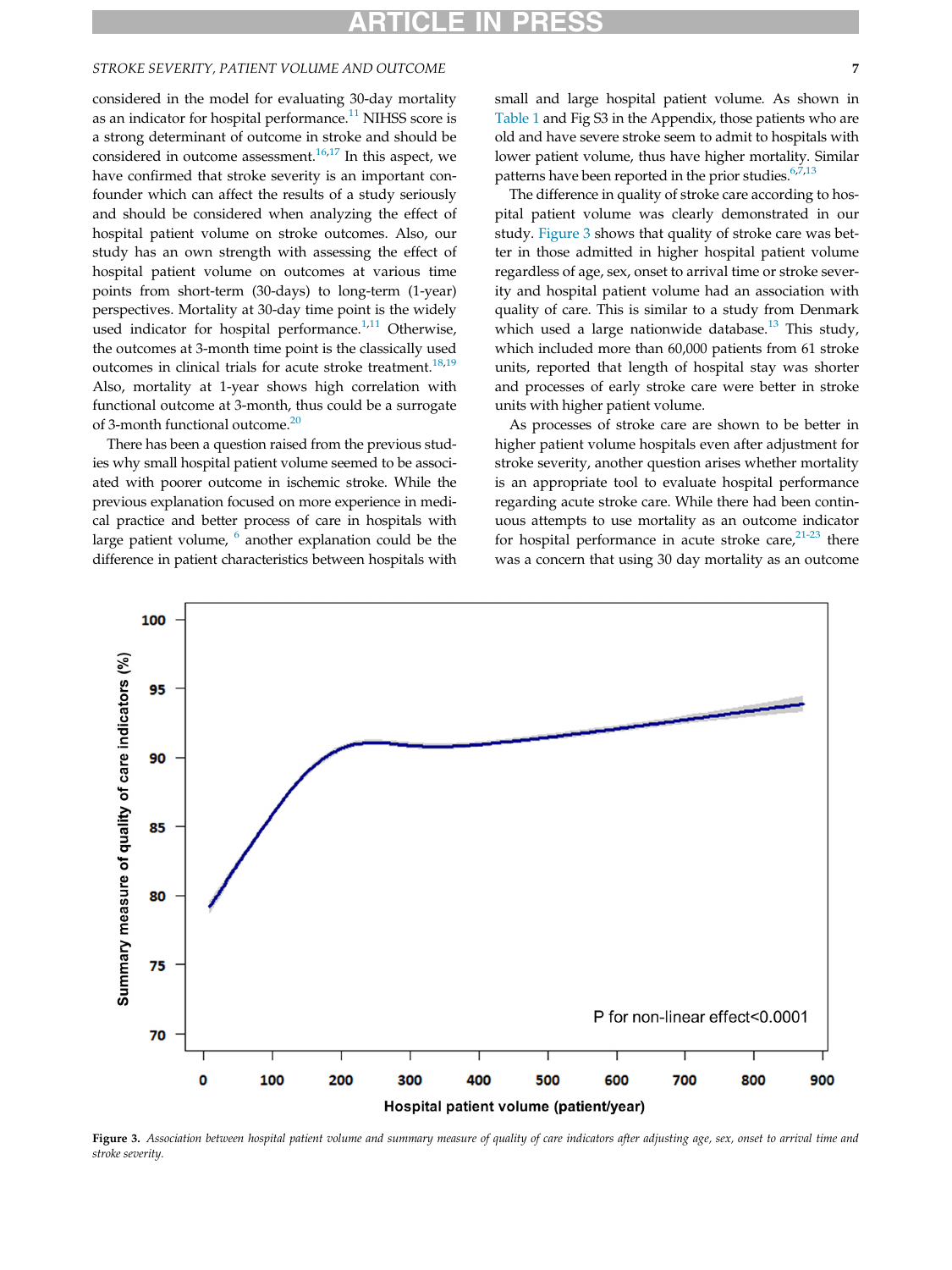considered in the model for evaluating 30-day mortality as an indicator for hospital performance.[11] NIHSS score is a strong determinant of outcome in stroke and should be considered in outcome assessment.[16,17] In this aspect, we have confirmed that stroke severity is an important confounder which can affect the results of a study seriously and should be considered when analyzing the effect of hospital patient volume on stroke outcomes. Also, our study has an own strength with assessing the effect of hospital patient volume on outcomes at various time points from short-term (30-days) to long-term (1-year) perspectives. Mortality at 30-day time point is the widely used indicator for hospital performance.[1,11] Otherwise, the outcomes at 3-month time point is the classically used outcomes in clinical trials for acute stroke treatment.[18,19] Also, mortality at 1-year shows high correlation with functional outcome at 3-month, thus could be a surrogate of 3-month functional outcome.[20]

There has been a question raised from the previous studies why small hospital patient volume seemed to be associated with poorer outcome in ischemic stroke. While the previous explanation focused on more experience in medical practice and better process of care in hospitals with large patient volume, [6] another explanation could be the difference in patient characteristics between hospitals with small and large hospital patient volume. As shown in Table 1 and Fig S3 in the Appendix, those patients who are old and have severe stroke seem to admit to hospitals with lower patient volume, thus have higher mortality. Similar patterns have been reported in the prior studies.[6,7,13]

The difference in quality of stroke care according to hospital patient volume was clearly demonstrated in our study. Figure 3 shows that quality of stroke care was better in those admitted in higher hospital patient volume regardless of age, sex, onset to arrival time or stroke severity and hospital patient volume had an association with quality of care. This is similar to a study from Denmark which used a large nationwide database.[13] This study, which included more than 60,000 patients from 61 stroke units, reported that length of hospital stay was shorter and processes of early stroke care were better in stroke units with higher patient volume.

As processes of stroke care are shown to be better in higher patient volume hospitals even after adjustment for stroke severity, another question arises whether mortality is an appropriate tool to evaluate hospital performance regarding acute stroke care. While there had been continuous attempts to use mortality as an outcome indicator for hospital performance in acute stroke care,[21-23] there was a concern that using 30 day mortality as an outcome

**Figure 3.** *Association between hospital patient volume and summary measure of quality of care indicators after adjusting age, sex, onset to arrival time and stroke severity.*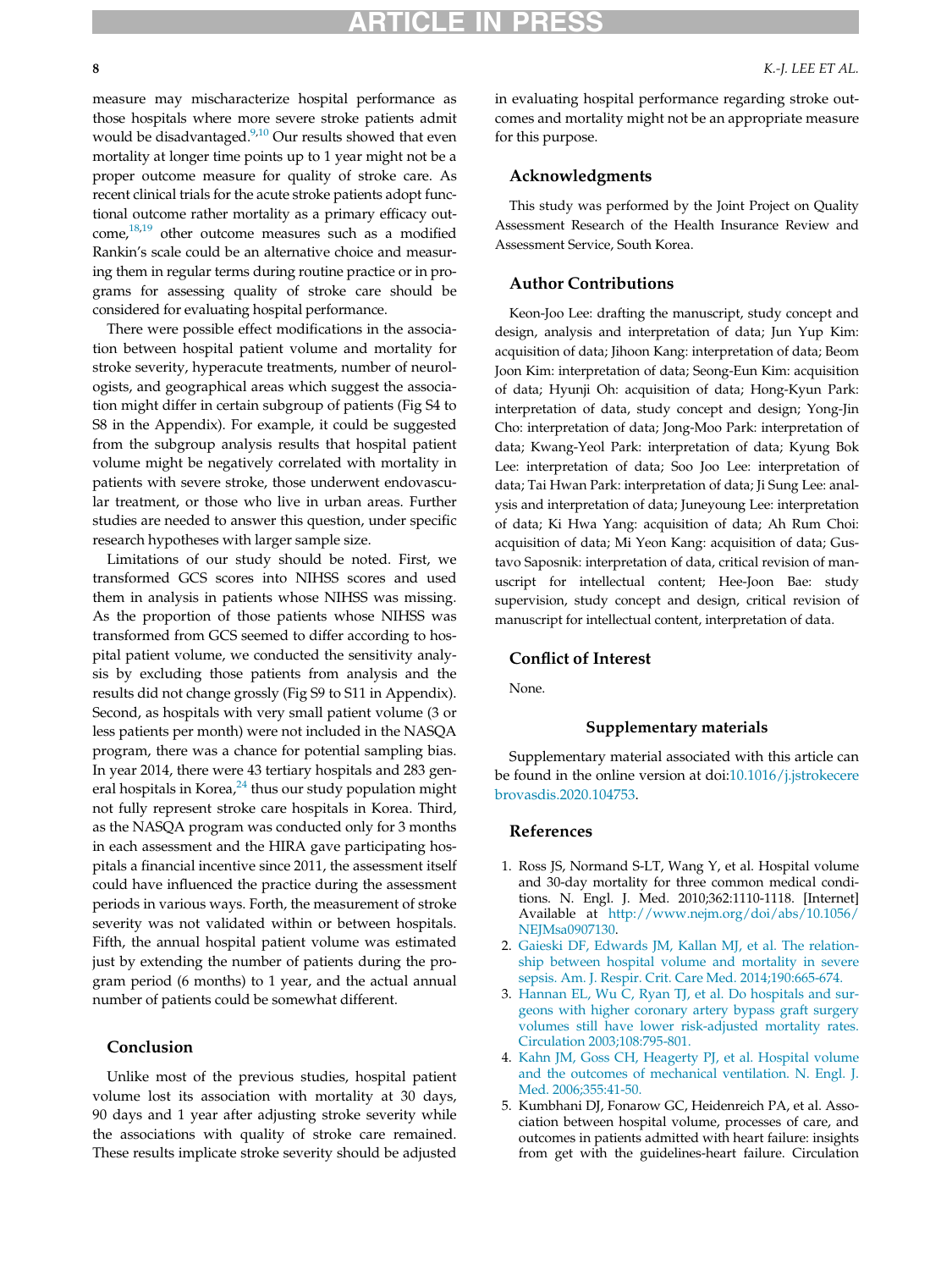measure may mischaracterize hospital performance as those hospitals where more severe stroke patients admit would be disadvantaged.[9,10] Our results showed that even mortality at longer time points up to 1 year might not be a proper outcome measure for quality of stroke care. As recent clinical trials for the acute stroke patients adopt functional outcome rather mortality as a primary efficacy outcome,[18,19] other outcome measures such as a modified Rankin's scale could be an alternative choice and measuring them in regular terms during routine practice or in programs for assessing quality of stroke care should be considered for evaluating hospital performance.

There were possible effect modifications in the association between hospital patient volume and mortality for stroke severity, hyperacute treatments, number of neurologists, and geographical areas which suggest the association might differ in certain subgroup of patients (Fig S4 to S8 in the Appendix). For example, it could be suggested from the subgroup analysis results that hospital patient volume might be negatively correlated with mortality in patients with severe stroke, those underwent endovascular treatment, or those who live in urban areas. Further studies are needed to answer this question, under specific research hypotheses with larger sample size.

Limitations of our study should be noted. First, we transformed GCS scores into NIHSS scores and used them in analysis in patients whose NIHSS was missing. As the proportion of those patients whose NIHSS was transformed from GCS seemed to differ according to hospital patient volume, we conducted the sensitivity analysis by excluding those patients from analysis and the results did not change grossly (Fig S9 to S11 in Appendix). Second, as hospitals with very small patient volume (3 or less patients per month) were not included in the NASQA program, there was a chance for potential sampling bias. In year 2014, there were 43 tertiary hospitals and 283 general hospitals in Korea,[24] thus our study population might not fully represent stroke care hospitals in Korea. Third, as the NASQA program was conducted only for 3 months in each assessment and the HIRA gave participating hospitals a financial incentive since 2011, the assessment itself could have influenced the practice during the assessment periods in various ways. Forth, the measurement of stroke severity was not validated within or between hospitals. Fifth, the annual hospital patient volume was estimated just by extending the number of patients during the program period (6 months) to 1 year, and the actual annual number of patients could be somewhat different.

## Conclusion

Unlike most of the previous studies, hospital patient volume lost its association with mortality at 30 days, 90 days and 1 year after adjusting stroke severity while the associations with quality of stroke care remained. These results implicate stroke severity should be adjusted in evaluating hospital performance regarding stroke outcomes and mortality might not be an appropriate measure for this purpose.

## Acknowledgments

This study was performed by the Joint Project on Quality Assessment Research of the Health Insurance Review and Assessment Service, South Korea.

## Author Contributions

Keon-Joo Lee: drafting the manuscript, study concept and design, analysis and interpretation of data; Jun Yup Kim: acquisition of data; Jihoon Kang: interpretation of data; Beom Joon Kim: interpretation of data; Seong-Eun Kim: acquisition of data; Hyunji Oh: acquisition of data; Hong-Kyun Park: interpretation of data, study concept and design; Yong-Jin Cho: interpretation of data; Jong-Moo Park: interpretation of data; Kwang-Yeol Park: interpretation of data; Kyung Bok Lee: interpretation of data; Soo Joo Lee: interpretation of data; Tai Hwan Park: interpretation of data; Ji Sung Lee: analysis and interpretation of data; Juneyoung Lee: interpretation of data; Ki Hwa Yang: acquisition of data; Ah Rum Choi: acquisition of data; Mi Yeon Kang: acquisition of data; Gustavo Saposnik: interpretation of data, critical revision of manuscript for intellectual content; Hee-Joon Bae: study supervision, study concept and design, critical revision of manuscript for intellectual content, interpretation of data.

## Conflict of Interest

None.

## Supplementary materials

Supplementary material associated with this article can be found in the online version at doi:10.1016/j.jstrokecerebrovasdis.2020.104753.

## References

1. Ross JS, Normand S-LT, Wang Y, et al. Hospital volume and 30-day mortality for three common medical conditions. N. Engl. J. Med. 2010;362:1110-1118. [Internet] Available at http://www.nejm.org/doi/abs/10.1056/NEJMsa0907130.
2. Gaieski DF, Edwards JM, Kallan MJ, et al. The relationship between hospital volume and mortality in severe sepsis. Am. J. Respir. Crit. Care Med. 2014;190:665-674.
3. Hannan EL, Wu C, Ryan TJ, et al. Do hospitals and surgeons with higher coronary artery bypass graft surgery volumes still have lower risk-adjusted mortality rates. Circulation 2003;108:795-801.
4. Kahn JM, Goss CH, Heagerty PJ, et al. Hospital volume and the outcomes of mechanical ventilation. N. Engl. J. Med. 2006;355:41-50.
5. Kumbhani DJ, Fonarow GC, Heidenreich PA, et al. Association between hospital volume, processes of care, and outcomes in patients admitted with heart failure: insights from get with the guidelines-heart failure. Circulation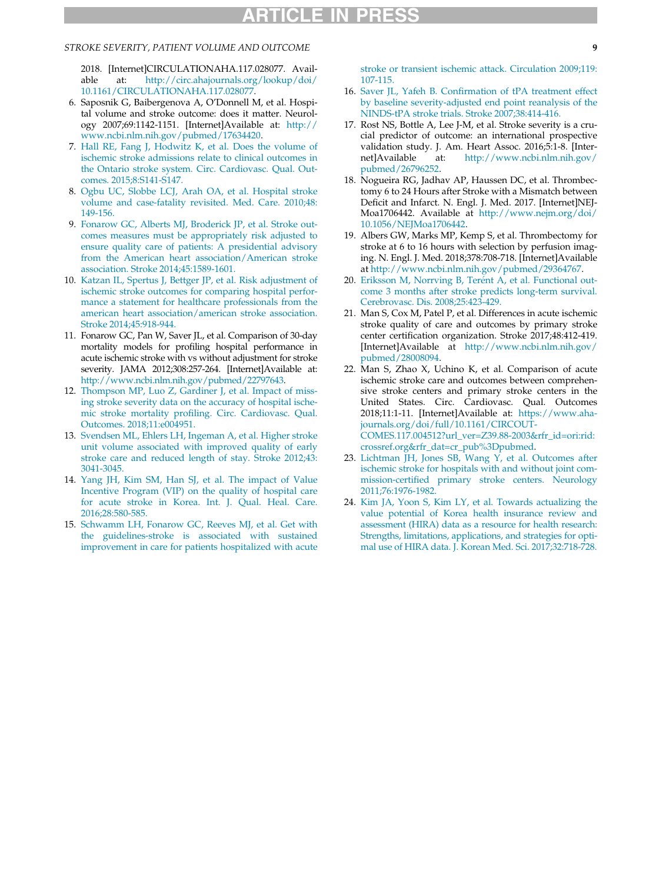2018. [Internet]CIRCULATIONAHA.117.028077. Available at: http://circ.ahajournals.org/lookup/doi/10.1161/CIRCULATIONAHA.117.028077.

6. Saposnik G, Baibergenova A, O'Donnell M, et al. Hospital volume and stroke outcome: does it matter. Neurology 2007;69:1142-1151. [Internet]Available at: http://www.ncbi.nlm.nih.gov/pubmed/17634420.
7. Hall RE, Fang J, Hodwitz K, et al. Does the volume of ischemic stroke admissions relate to clinical outcomes in the Ontario stroke system. Circ. Cardiovasc. Qual. Outcomes. 2015;8:S141-S147.
8. Ogbu UC, Slobbe LCJ, Arah OA, et al. Hospital stroke volume and case-fatality revisited. Med. Care. 2010;48: 149-156.
9. Fonarow GC, Alberts MJ, Broderick JP, et al. Stroke outcomes measures must be appropriately risk adjusted to ensure quality care of patients: A presidential advisory from the American heart association/American stroke association. Stroke 2014;45:1589-1601.
10. Katzan IL, Spertus J, Bettger JP, et al. Risk adjustment of ischemic stroke outcomes for comparing hospital performance a statement for healthcare professionals from the american heart association/american stroke association. Stroke 2014;45:918-944.
11. Fonarow GC, Pan W, Saver JL, et al. Comparison of 30-day mortality models for profiling hospital performance in acute ischemic stroke with vs without adjustment for stroke severity. JAMA 2012;308:257-264. [Internet]Available at: http://www.ncbi.nlm.nih.gov/pubmed/22797643.
12. Thompson MP, Luo Z, Gardiner J, et al. Impact of missing stroke severity data on the accuracy of hospital ischemic stroke mortality profiling. Circ. Cardiovasc. Qual. Outcomes. 2018;11:e004951.
13. Svendsen ML, Ehlers LH, Ingeman A, et al. Higher stroke unit volume associated with improved quality of early stroke care and reduced length of stay. Stroke 2012;43: 3041-3045.
14. Yang JH, Kim SM, Han SJ, et al. The impact of Value Incentive Program (VIP) on the quality of hospital care for acute stroke in Korea. Int. J. Qual. Heal. Care. 2016;28:580-585.
15. Schwamm LH, Fonarow GC, Reeves MJ, et al. Get with the guidelines-stroke is associated with sustained improvement in care for patients hospitalized with acute stroke or transient ischemic attack. Circulation 2009;119: 107-115.
16. Saver JL, Yafeh B. Confirmation of tPA treatment effect by baseline severity-adjusted end point reanalysis of the NINDS-tPA stroke trials. Stroke 2007;38:414-416.
17. Rost NS, Bottle A, Lee J-M, et al. Stroke severity is a crucial predictor of outcome: an international prospective validation study. J. Am. Heart Assoc. 2016;5:1-8. [Internet]Available at: http://www.ncbi.nlm.nih.gov/pubmed/26796252.
18. Nogueira RG, Jadhav AP, Haussen DC, et al. Thrombectomy 6 to 24 Hours after Stroke with a Mismatch between Deficit and Infarct. N. Engl. J. Med. 2017. [Internet]NEJMoa1706442. Available at http://www.nejm.org/doi/10.1056/NEJMoa1706442.
19. Albers GW, Marks MP, Kemp S, et al. Thrombectomy for stroke at 6 to 16 hours with selection by perfusion imaging. N. Engl. J. Med. 2018;378:708-718. [Internet]Available at http://www.ncbi.nlm.nih.gov/pubmed/29364767.
20. Eriksson M, Norrving B, Terént A, et al. Functional outcome 3 months after stroke predicts long-term survival. Cerebrovasc. Dis. 2008;25:423-429.
21. Man S, Cox M, Patel P, et al. Differences in acute ischemic stroke quality of care and outcomes by primary stroke center certification organization. Stroke 2017;48:412-419. [Internet]Available at http://www.ncbi.nlm.nih.gov/pubmed/28008094.
22. Man S, Zhao X, Uchino K, et al. Comparison of acute ischemic stroke care and outcomes between comprehensive stroke centers and primary stroke centers in the United States. Circ. Cardiovasc. Qual. Outcomes 2018;11:1-11. [Internet]Available at: https://www.ahajournals.org/doi/full/10.1161/CIRCOUTCOMES.117.004512?url_ver=Z39.88-2003&rfr_id=ori:rid:crossref.org&rfr_dat=cr_pub%3Dpubmed.
23. Lichtman JH, Jones SB, Wang Y, et al. Outcomes after ischemic stroke for hospitals with and without joint commission-certified primary stroke centers. Neurology 2011;76:1976-1982.
24. Kim JA, Yoon S, Kim LY, et al. Towards actualizing the value potential of Korea health insurance review and assessment (HIRA) data as a resource for health research: Strengths, limitations, applications, and strategies for optimal use of HIRA data. J. Korean Med. Sci. 2017;32:718-728.